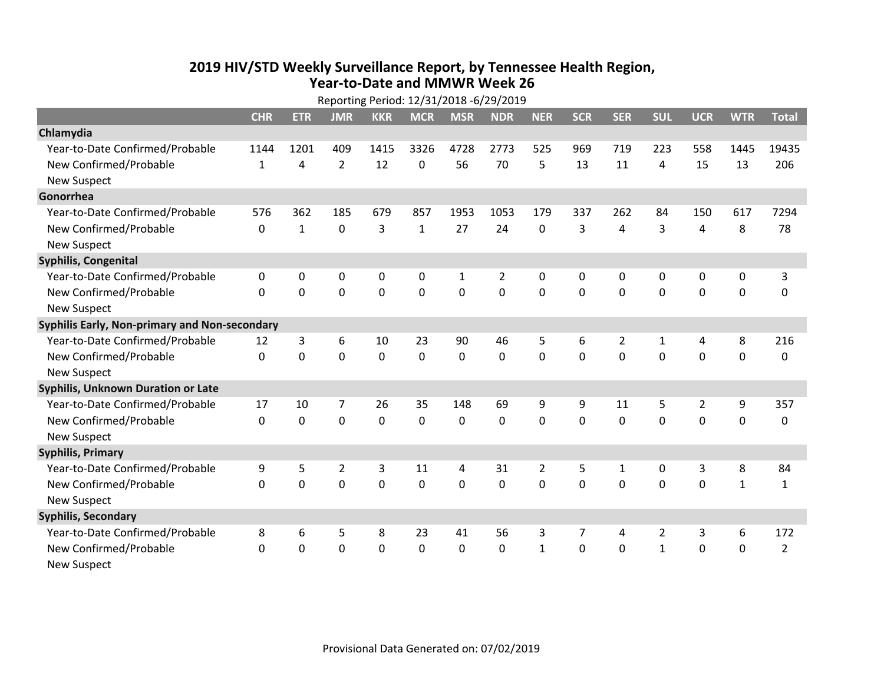# 2019 HIV/STD Weekly Surveillance Report, by Tennessee Health Region, Year-to-Date and MMWR Week 26

Reporting Period: 12/31/2018 -6/29/2019

| | CHR | ETR | JMR | KKR | MCR | MSR | NDR | NER | SCR | SER | SUL | UCR | WTR | Total |
|---|---|---|---|---|---|---|---|---|---|---|---|---|---|---|
| **Chlamydia** | | | | | | | | | | | | | | |
| Year-to-Date Confirmed/Probable | 1144 | 1201 | 409 | 1415 | 3326 | 4728 | 2773 | 525 | 969 | 719 | 223 | 558 | 1445 | 19435 |
| New Confirmed/Probable | 1 | 4 | 2 | 12 | 0 | 56 | 70 | 5 | 13 | 11 | 4 | 15 | 13 | 206 |
| New Suspect | | | | | | | | | | | | | | |
| **Gonorrhea** | | | | | | | | | | | | | | |
| Year-to-Date Confirmed/Probable | 576 | 362 | 185 | 679 | 857 | 1953 | 1053 | 179 | 337 | 262 | 84 | 150 | 617 | 7294 |
| New Confirmed/Probable | 0 | 1 | 0 | 3 | 1 | 27 | 24 | 0 | 3 | 4 | 3 | 4 | 8 | 78 |
| New Suspect | | | | | | | | | | | | | | |
| **Syphilis, Congenital** | | | | | | | | | | | | | | |
| Year-to-Date Confirmed/Probable | 0 | 0 | 0 | 0 | 0 | 1 | 2 | 0 | 0 | 0 | 0 | 0 | 0 | 3 |
| New Confirmed/Probable | 0 | 0 | 0 | 0 | 0 | 0 | 0 | 0 | 0 | 0 | 0 | 0 | 0 | 0 |
| New Suspect | | | | | | | | | | | | | | |
| **Syphilis Early, Non-primary and Non-secondary** | | | | | | | | | | | | | | |
| Year-to-Date Confirmed/Probable | 12 | 3 | 6 | 10 | 23 | 90 | 46 | 5 | 6 | 2 | 1 | 4 | 8 | 216 |
| New Confirmed/Probable | 0 | 0 | 0 | 0 | 0 | 0 | 0 | 0 | 0 | 0 | 0 | 0 | 0 | 0 |
| New Suspect | | | | | | | | | | | | | | |
| **Syphilis, Unknown Duration or Late** | | | | | | | | | | | | | | |
| Year-to-Date Confirmed/Probable | 17 | 10 | 7 | 26 | 35 | 148 | 69 | 9 | 9 | 11 | 5 | 2 | 9 | 357 |
| New Confirmed/Probable | 0 | 0 | 0 | 0 | 0 | 0 | 0 | 0 | 0 | 0 | 0 | 0 | 0 | 0 |
| New Suspect | | | | | | | | | | | | | | |
| **Syphilis, Primary** | | | | | | | | | | | | | | |
| Year-to-Date Confirmed/Probable | 9 | 5 | 2 | 3 | 11 | 4 | 31 | 2 | 5 | 1 | 0 | 3 | 8 | 84 |
| New Confirmed/Probable | 0 | 0 | 0 | 0 | 0 | 0 | 0 | 0 | 0 | 0 | 0 | 0 | 1 | 1 |
| New Suspect | | | | | | | | | | | | | | |
| **Syphilis, Secondary** | | | | | | | | | | | | | | |
| Year-to-Date Confirmed/Probable | 8 | 6 | 5 | 8 | 23 | 41 | 56 | 3 | 7 | 4 | 2 | 3 | 6 | 172 |
| New Confirmed/Probable | 0 | 0 | 0 | 0 | 0 | 0 | 0 | 1 | 0 | 0 | 1 | 0 | 0 | 2 |
| New Suspect | | | | | | | | | | | | | | |

Provisional Data Generated on: 07/02/2019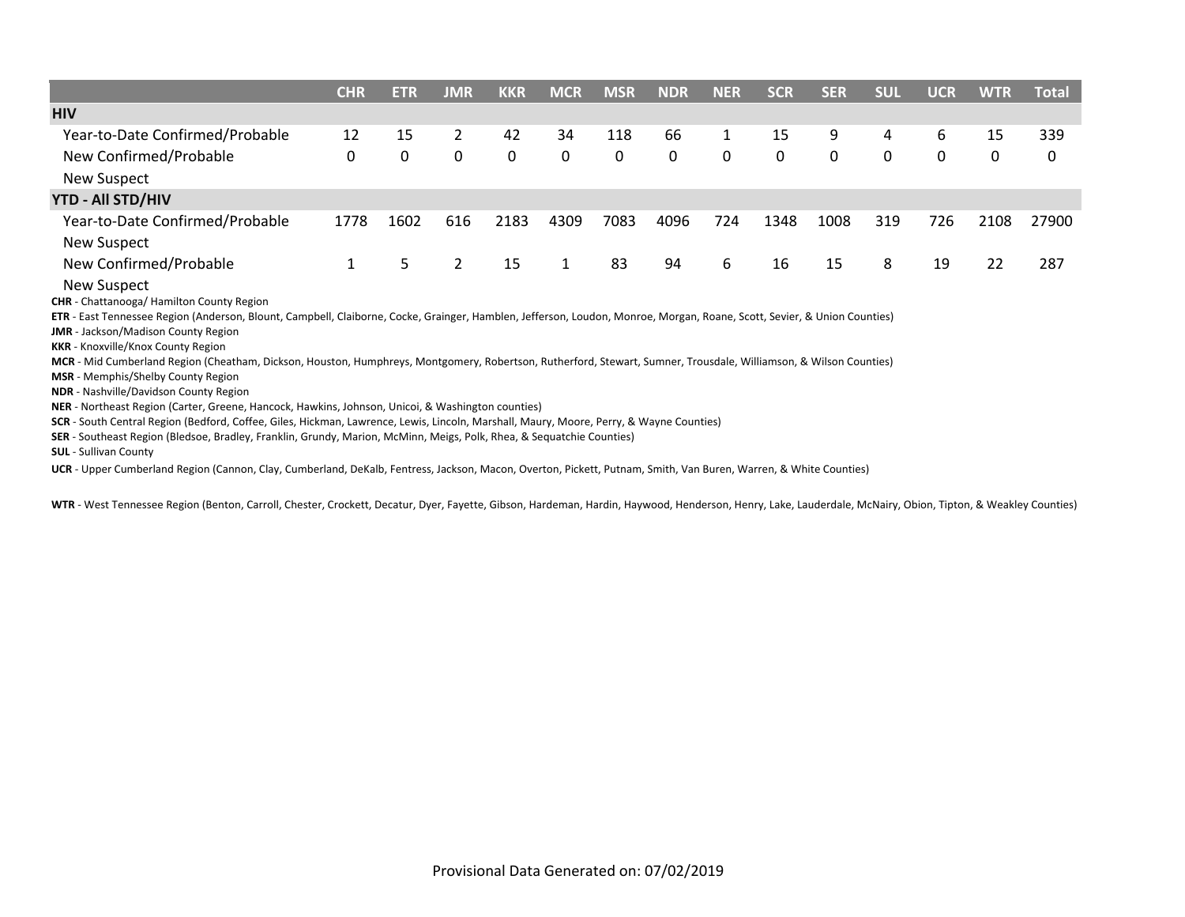| | CHR | ETR | JMR | KKR | MCR | MSR | NDR | NER | SCR | SER | SUL | UCR | WTR | Total |
|---|---|---|---|---|---|---|---|---|---|---|---|---|---|---|
| **HIV** | | | | | | | | | | | | | | |
| Year-to-Date Confirmed/Probable | 12 | 15 | 2 | 42 | 34 | 118 | 66 | 1 | 15 | 9 | 4 | 6 | 15 | 339 |
| New Confirmed/Probable | 0 | 0 | 0 | 0 | 0 | 0 | 0 | 0 | 0 | 0 | 0 | 0 | 0 | 0 |
| New Suspect | | | | | | | | | | | | | | |
| **YTD - All STD/HIV** | | | | | | | | | | | | | | |
| Year-to-Date Confirmed/Probable | 1778 | 1602 | 616 | 2183 | 4309 | 7083 | 4096 | 724 | 1348 | 1008 | 319 | 726 | 2108 | 27900 |
| New Suspect | | | | | | | | | | | | | | |
| New Confirmed/Probable | 1 | 5 | 2 | 15 | 1 | 83 | 94 | 6 | 16 | 15 | 8 | 19 | 22 | 287 |
| New Suspect | | | | | | | | | | | | | | |

**CHR** - Chattanooga/ Hamilton County Region

**ETR** - East Tennessee Region (Anderson, Blount, Campbell, Claiborne, Cocke, Grainger, Hamblen, Jefferson, Loudon, Monroe, Morgan, Roane, Scott, Sevier, & Union Counties)

**JMR** - Jackson/Madison County Region

**KKR** - Knoxville/Knox County Region

**MCR** - Mid Cumberland Region (Cheatham, Dickson, Houston, Humphreys, Montgomery, Robertson, Rutherford, Stewart, Sumner, Trousdale, Williamson, & Wilson Counties)

**MSR** - Memphis/Shelby County Region

**NDR** - Nashville/Davidson County Region

**NER** - Northeast Region (Carter, Greene, Hancock, Hawkins, Johnson, Unicoi, & Washington counties)

**SCR** - South Central Region (Bedford, Coffee, Giles, Hickman, Lawrence, Lewis, Lincoln, Marshall, Maury, Moore, Perry, & Wayne Counties)

**SER** - Southeast Region (Bledsoe, Bradley, Franklin, Grundy, Marion, McMinn, Meigs, Polk, Rhea, & Sequatchie Counties)

**SUL** - Sullivan County

**UCR** - Upper Cumberland Region (Cannon, Clay, Cumberland, DeKalb, Fentress, Jackson, Macon, Overton, Pickett, Putnam, Smith, Van Buren, Warren, & White Counties)

**WTR** - West Tennessee Region (Benton, Carroll, Chester, Crockett, Decatur, Dyer, Fayette, Gibson, Hardeman, Hardin, Haywood, Henderson, Henry, Lake, Lauderdale, McNairy, Obion, Tipton, & Weakley Counties)

Provisional Data Generated on: 07/02/2019